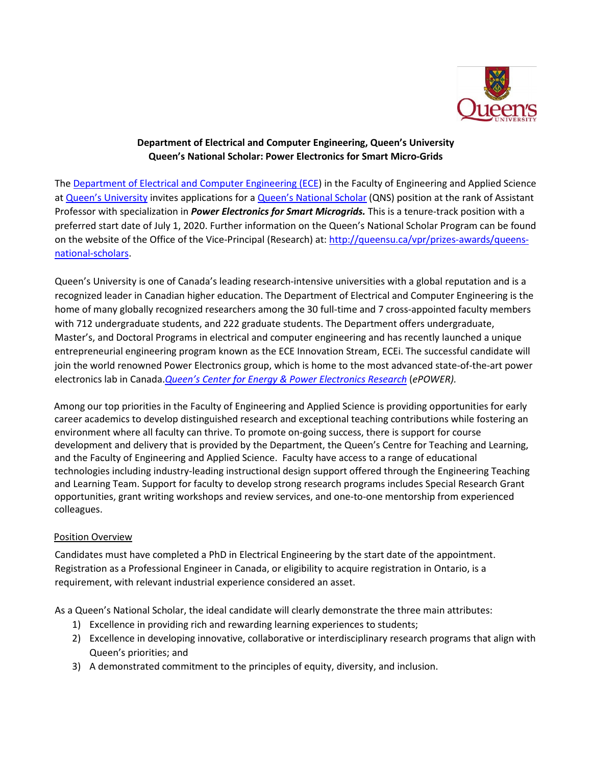**Department of Electrical and Computer Engineering, Queen's University**
**Queen's National Scholar: Power Electronics for Smart Micro-Grids**

The Department of Electrical and Computer Engineering (ECE) in the Faculty of Engineering and Applied Science at Queen's University invites applications for a Queen's National Scholar (QNS) position at the rank of Assistant Professor with specialization in ***Power Electronics for Smart Microgrids.*** This is a tenure-track position with a preferred start date of July 1, 2020. Further information on the Queen's National Scholar Program can be found on the website of the Office of the Vice-Principal (Research) at: http://queensu.ca/vpr/prizes-awards/queens-national-scholars.

Queen's University is one of Canada's leading research-intensive universities with a global reputation and is a recognized leader in Canadian higher education. The Department of Electrical and Computer Engineering is the home of many globally recognized researchers among the 30 full-time and 7 cross-appointed faculty members with 712 undergraduate students, and 222 graduate students. The Department offers undergraduate, Master's, and Doctoral Programs in electrical and computer engineering and has recently launched a unique entrepreneurial engineering program known as the ECE Innovation Stream, ECEi. The successful candidate will join the world renowned Power Electronics group, which is home to the most advanced state-of-the-art power electronics lab in Canada.*Queen's Center for Energy & Power Electronics Research* (*ePOWER).*

Among our top priorities in the Faculty of Engineering and Applied Science is providing opportunities for early career academics to develop distinguished research and exceptional teaching contributions while fostering an environment where all faculty can thrive. To promote on-going success, there is support for course development and delivery that is provided by the Department, the Queen's Centre for Teaching and Learning, and the Faculty of Engineering and Applied Science. Faculty have access to a range of educational technologies including industry-leading instructional design support offered through the Engineering Teaching and Learning Team. Support for faculty to develop strong research programs includes Special Research Grant opportunities, grant writing workshops and review services, and one-to-one mentorship from experienced colleagues.

## Position Overview

Candidates must have completed a PhD in Electrical Engineering by the start date of the appointment. Registration as a Professional Engineer in Canada, or eligibility to acquire registration in Ontario, is a requirement, with relevant industrial experience considered an asset.

As a Queen's National Scholar, the ideal candidate will clearly demonstrate the three main attributes:

1) Excellence in providing rich and rewarding learning experiences to students;
2) Excellence in developing innovative, collaborative or interdisciplinary research programs that align with Queen's priorities; and
3) A demonstrated commitment to the principles of equity, diversity, and inclusion.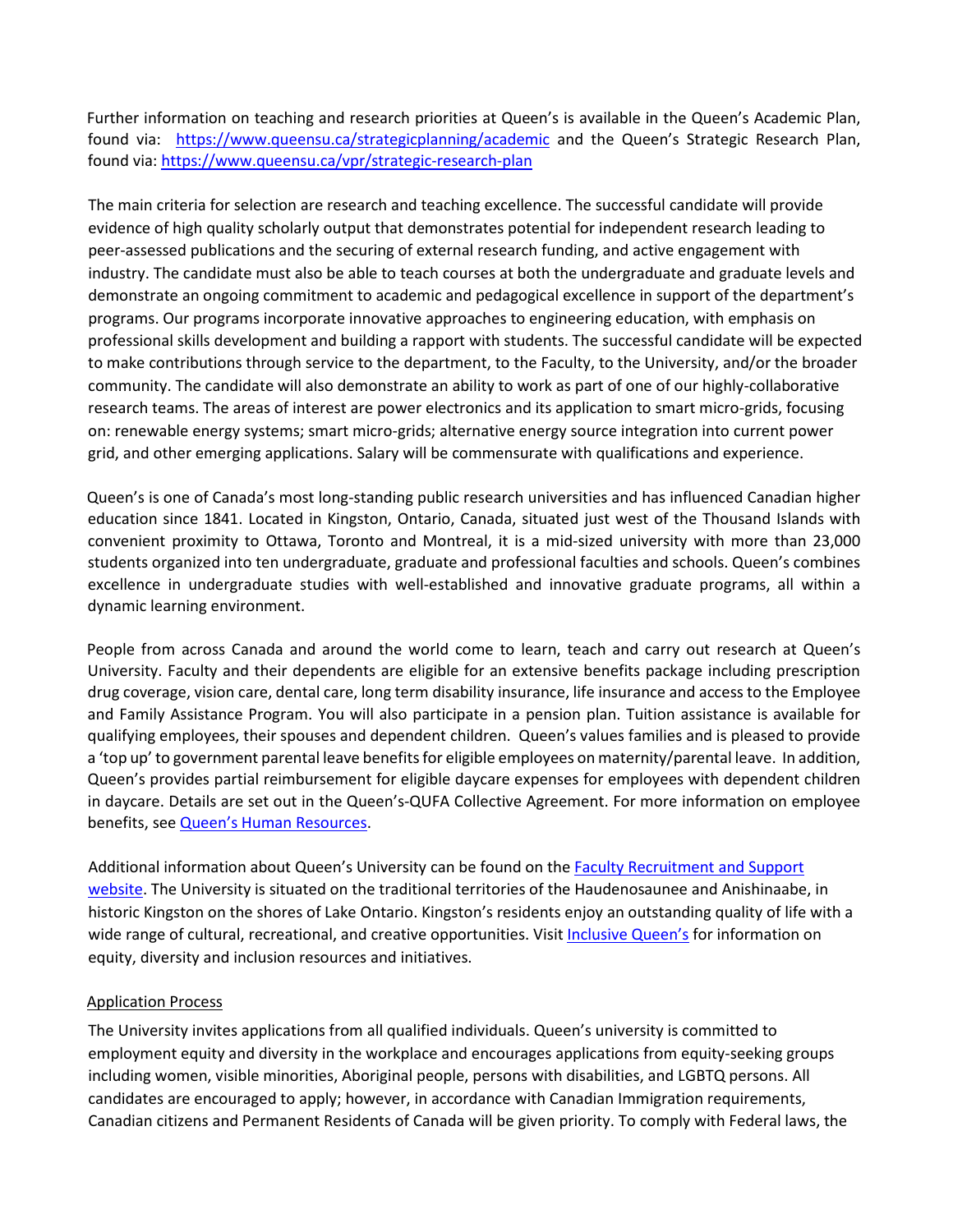Further information on teaching and research priorities at Queen's is available in the Queen's Academic Plan, found via: [https://www.queensu.ca/strategicplanning/academic](https://www.queensu.ca/strategicplanning/academic) and the Queen's Strategic Research Plan, found via: [https://www.queensu.ca/vpr/strategic-research-plan](https://www.queensu.ca/vpr/strategic-research-plan)

The main criteria for selection are research and teaching excellence. The successful candidate will provide evidence of high quality scholarly output that demonstrates potential for independent research leading to peer-assessed publications and the securing of external research funding, and active engagement with industry. The candidate must also be able to teach courses at both the undergraduate and graduate levels and demonstrate an ongoing commitment to academic and pedagogical excellence in support of the department's programs. Our programs incorporate innovative approaches to engineering education, with emphasis on professional skills development and building a rapport with students. The successful candidate will be expected to make contributions through service to the department, to the Faculty, to the University, and/or the broader community. The candidate will also demonstrate an ability to work as part of one of our highly-collaborative research teams. The areas of interest are power electronics and its application to smart micro-grids, focusing on: renewable energy systems; smart micro-grids; alternative energy source integration into current power grid, and other emerging applications. Salary will be commensurate with qualifications and experience.

Queen's is one of Canada's most long-standing public research universities and has influenced Canadian higher education since 1841. Located in Kingston, Ontario, Canada, situated just west of the Thousand Islands with convenient proximity to Ottawa, Toronto and Montreal, it is a mid-sized university with more than 23,000 students organized into ten undergraduate, graduate and professional faculties and schools. Queen's combines excellence in undergraduate studies with well-established and innovative graduate programs, all within a dynamic learning environment.

People from across Canada and around the world come to learn, teach and carry out research at Queen's University. Faculty and their dependents are eligible for an extensive benefits package including prescription drug coverage, vision care, dental care, long term disability insurance, life insurance and access to the Employee and Family Assistance Program. You will also participate in a pension plan. Tuition assistance is available for qualifying employees, their spouses and dependent children. Queen's values families and is pleased to provide a 'top up' to government parental leave benefits for eligible employees on maternity/parental leave. In addition, Queen's provides partial reimbursement for eligible daycare expenses for employees with dependent children in daycare. Details are set out in the Queen's-QUFA Collective Agreement. For more information on employee benefits, see Queen's Human Resources.

Additional information about Queen's University can be found on the Faculty Recruitment and Support website. The University is situated on the traditional territories of the Haudenosaunee and Anishinaabe, in historic Kingston on the shores of Lake Ontario. Kingston's residents enjoy an outstanding quality of life with a wide range of cultural, recreational, and creative opportunities. Visit Inclusive Queen's for information on equity, diversity and inclusion resources and initiatives.

## Application Process

The University invites applications from all qualified individuals. Queen's university is committed to employment equity and diversity in the workplace and encourages applications from equity-seeking groups including women, visible minorities, Aboriginal people, persons with disabilities, and LGBTQ persons. All candidates are encouraged to apply; however, in accordance with Canadian Immigration requirements, Canadian citizens and Permanent Residents of Canada will be given priority. To comply with Federal laws, the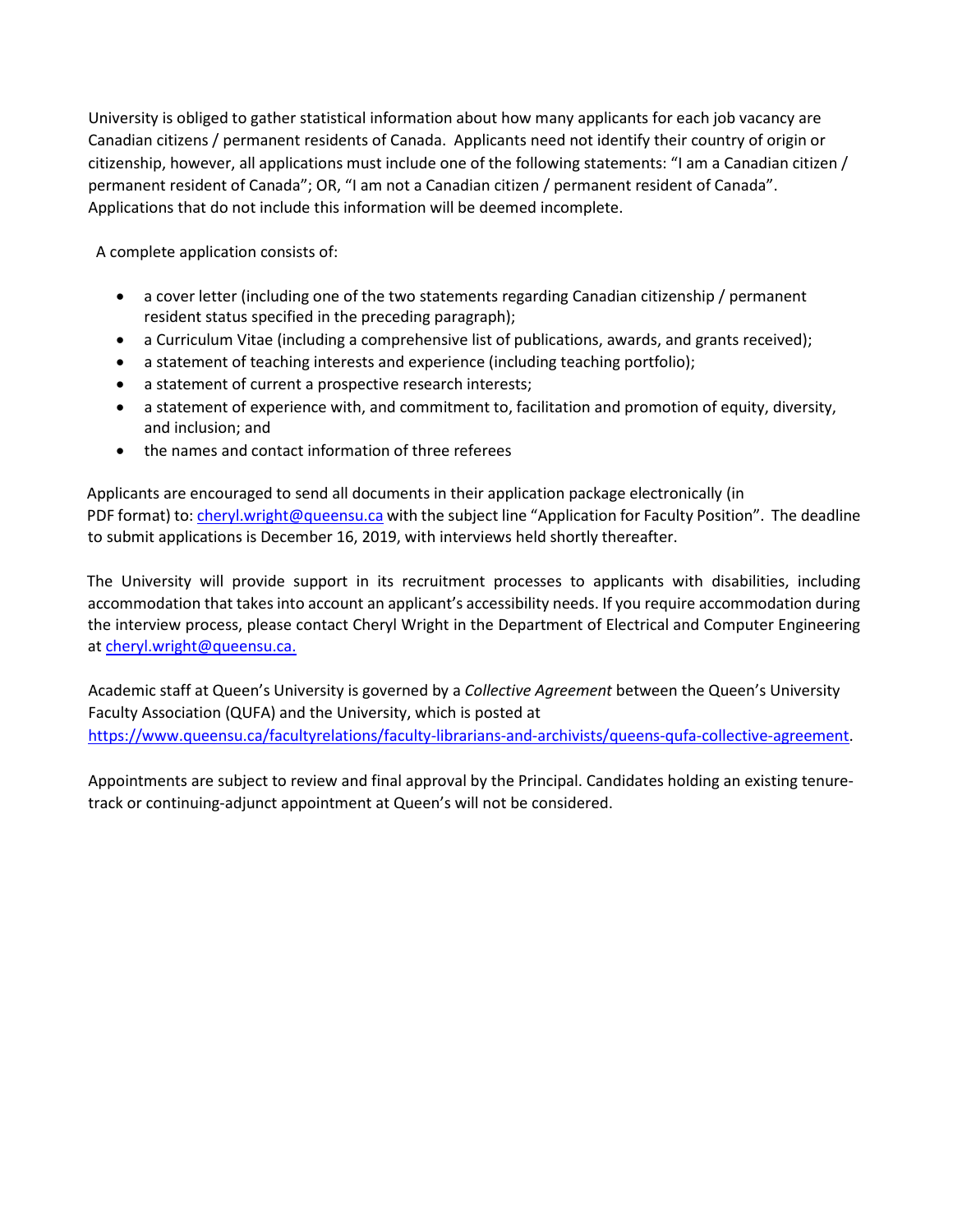University is obliged to gather statistical information about how many applicants for each job vacancy are Canadian citizens / permanent residents of Canada. Applicants need not identify their country of origin or citizenship, however, all applications must include one of the following statements: "I am a Canadian citizen / permanent resident of Canada"; OR, "I am not a Canadian citizen / permanent resident of Canada". Applications that do not include this information will be deemed incomplete.

A complete application consists of:

- a cover letter (including one of the two statements regarding Canadian citizenship / permanent resident status specified in the preceding paragraph);
- a Curriculum Vitae (including a comprehensive list of publications, awards, and grants received);
- a statement of teaching interests and experience (including teaching portfolio);
- a statement of current a prospective research interests;
- a statement of experience with, and commitment to, facilitation and promotion of equity, diversity, and inclusion; and
- the names and contact information of three referees

Applicants are encouraged to send all documents in their application package electronically (in PDF format) to: [cheryl.wright@queensu.ca](mailto:cheryl.wright@queensu.ca) with the subject line "Application for Faculty Position". The deadline to submit applications is December 16, 2019, with interviews held shortly thereafter.

The University will provide support in its recruitment processes to applicants with disabilities, including accommodation that takes into account an applicant's accessibility needs. If you require accommodation during the interview process, please contact Cheryl Wright in the Department of Electrical and Computer Engineering at [cheryl.wright@queensu.ca.](mailto:cheryl.wright@queensu.ca)

Academic staff at Queen's University is governed by a *Collective Agreement* between the Queen's University Faculty Association (QUFA) and the University, which is posted at [https://www.queensu.ca/facultyrelations/faculty-librarians-and-archivists/queens-qufa-collective-agreement](https://www.queensu.ca/facultyrelations/faculty-librarians-and-archivists/queens-qufa-collective-agreement).

Appointments are subject to review and final approval by the Principal. Candidates holding an existing tenure-track or continuing-adjunct appointment at Queen's will not be considered.